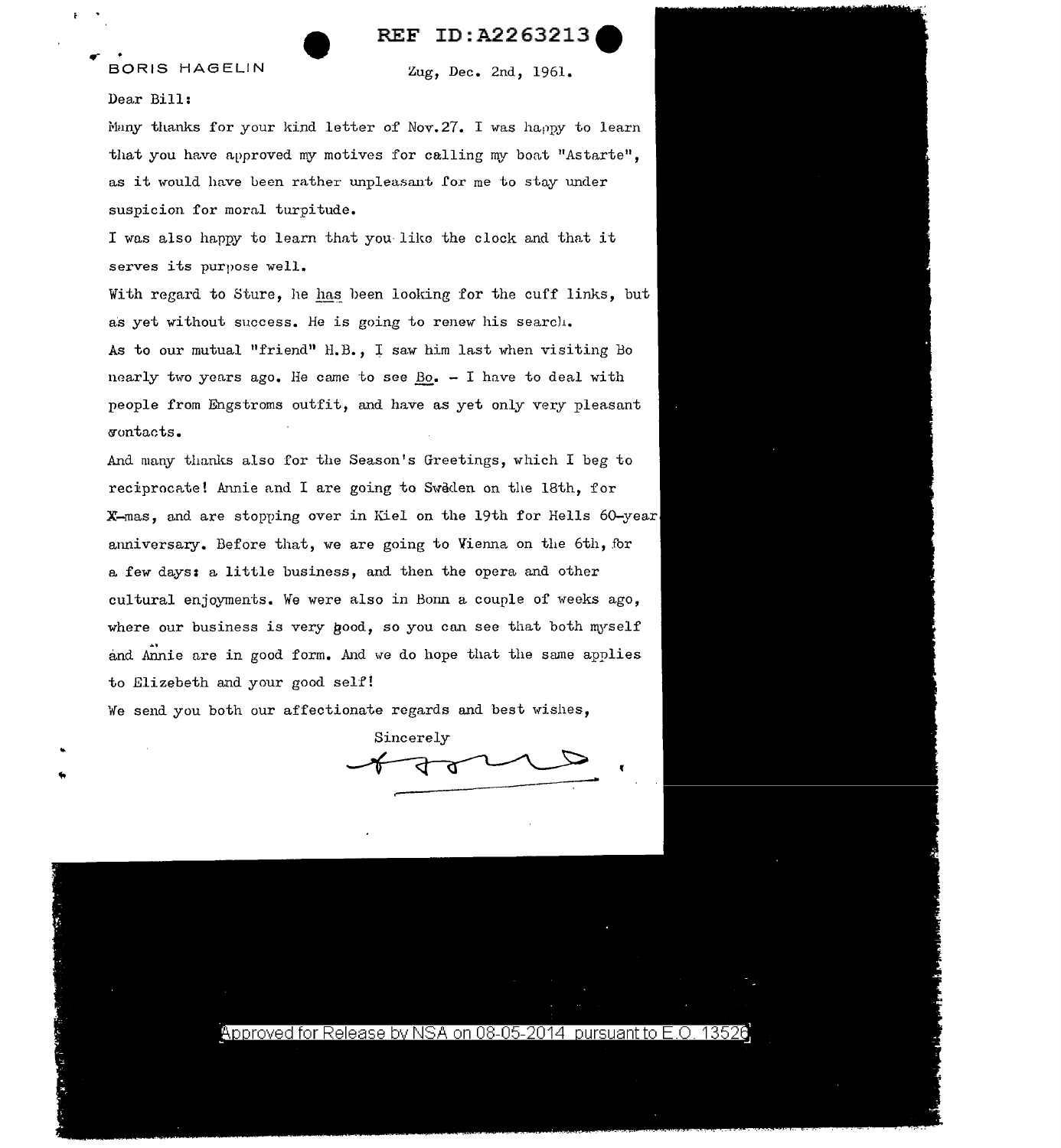REF ID:A2263213

BORIS HAGELIN

Zug, Dec. 2nd, 1961.

Dear Bill:

Many thanks for your kind letter of Nov.27. I was happy to learn that you have approved my motives for calling my boat "Astarte", as it would have been rather unpleasant for me to stay under suspicion for moral turpitude.

I was also happy to learn that you like the clock and that it serves its purpose well.

With regard to Sture, he <u>has</u> been looking for the cuff links, but as yet without success. He is going to renew his search.

As to our mutual "friend" H.B., I saw him last when visiting Bo nearly two years ago. He came to see <u>Bo</u>. – I have to deal with people from Engstroms outfit, and have as yet only very pleasant contacts.

And many thanks also for the Season's Greetings, which I beg to reciprocate! Annie and I are going to Swėden on the 18th, for X-mas, and are stopping over in Kiel on the 19th for Hells 60-year anniversary. Before that, we are going to Vienna on the 6th, for a few days: a little business, and then the opera and other cultural enjoyments. We were also in Bonn a couple of weeks ago, where our business is very good, so you can see that both myself and Ännie are in good form. And we do hope that the same applies to Elizebeth and your good self!

We send you both our affectionate regards and best wishes,

Sincerely

[signature]

Approved for Release by NSA on 08-05-2014 pursuant to E.O. 13526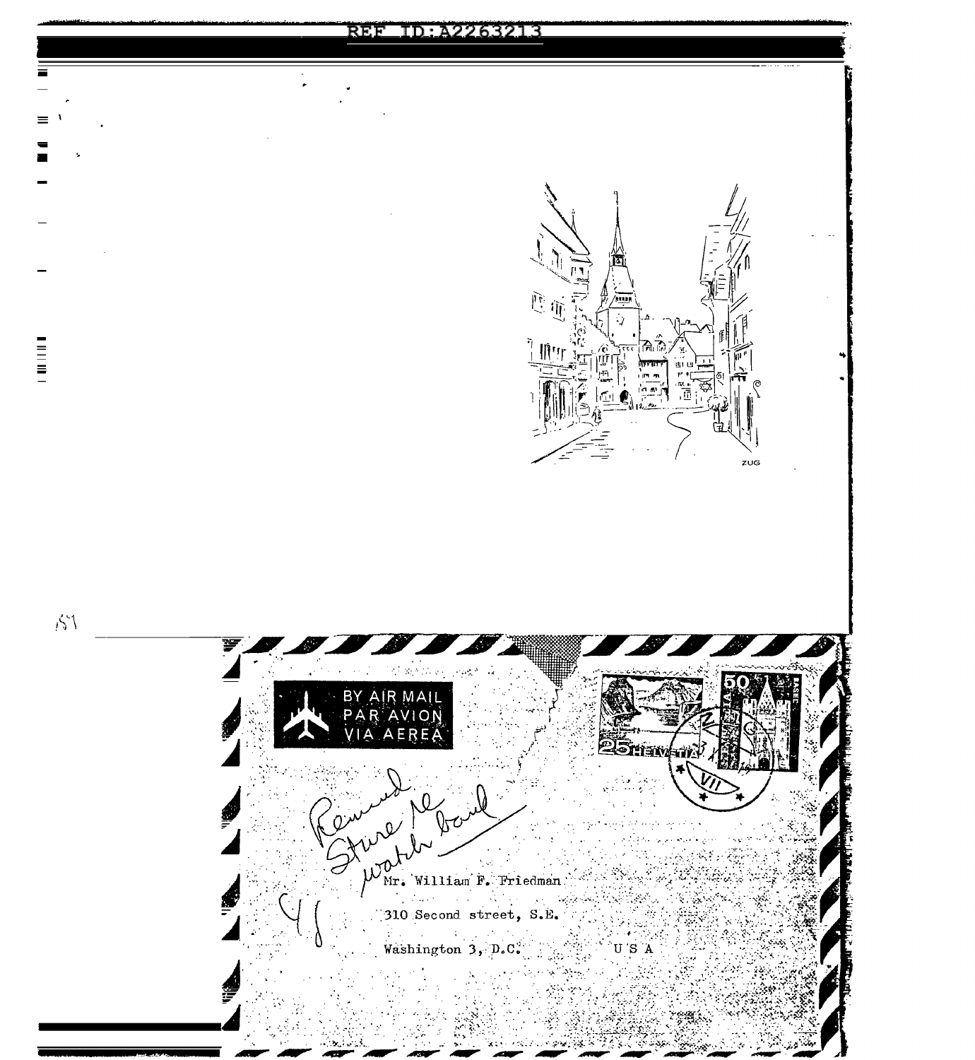REF ID:A2263213

ZUG

BY AIR MAIL
PAR AVION
VIA AEREA

25 HELVETIA

50

Remind
Steve re
watch band

Mr. William F. Friedman

310 Second street, S.E.

Washington 3, D.C. U S A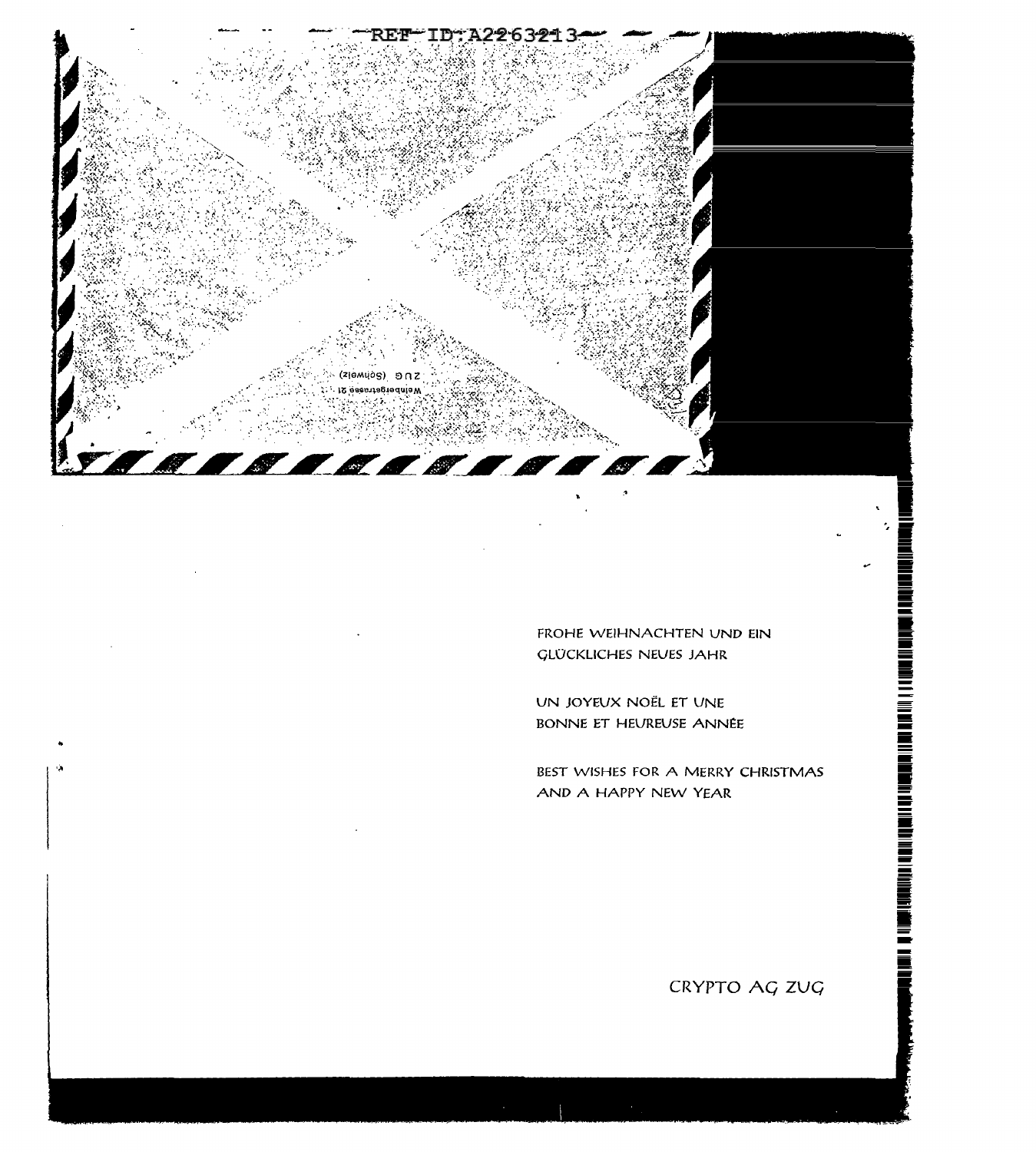REF ID:A2263213

Weinbergstrasse 21
ZUG (Schweiz)

FROHE WEIHNACHTEN UND EIN
GLÜCKLICHES NEUES JAHR

UN JOYEUX NOËL ET UNE
BONNE ET HEUREUSE ANNÉE

BEST WISHES FOR A MERRY CHRISTMAS
AND A HAPPY NEW YEAR

CRYPTO AG ZUG